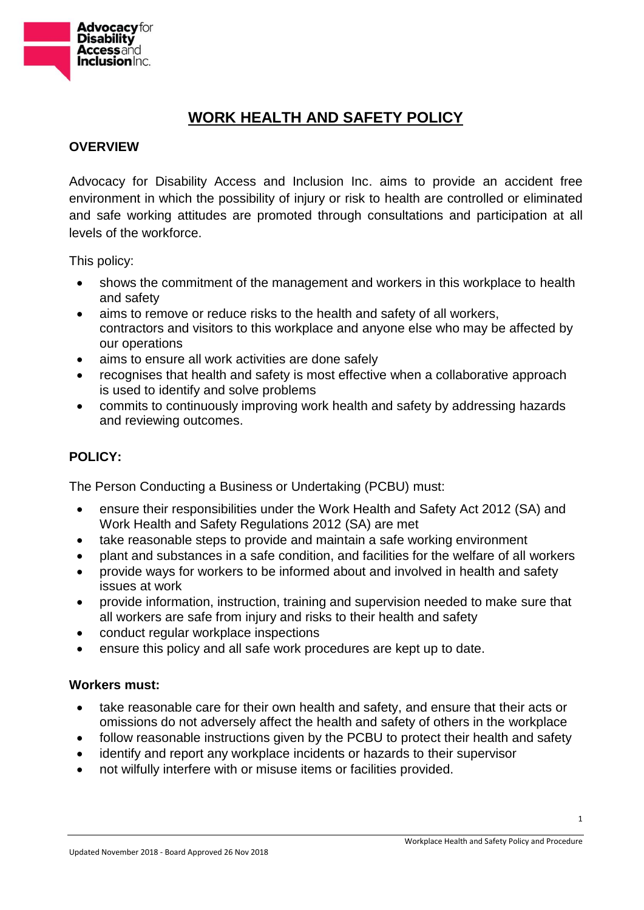# WORK HEALTH AND SAFETY POLICY

## OVERVIEW

Advocacy for Disability Access and Inclusion Inc. aims to provide an accident free environment in which the possibility of injury or risk to health are controlled or eliminated and safe working attitudes are promoted through consultations and participation at all levels of the workforce.

This policy:

- shows the commitment of the management and workers in this workplace to health and safety
- aims to remove or reduce risks to the health and safety of all workers, contractors and visitors to this workplace and anyone else who may be affected by our operations
- aims to ensure all work activities are done safely
- recognises that health and safety is most effective when a collaborative approach is used to identify and solve problems
- commits to continuously improving work health and safety by addressing hazards and reviewing outcomes.

## POLICY:

The Person Conducting a Business or Undertaking (PCBU) must:

- ensure their responsibilities under the Work Health and Safety Act 2012 (SA) and Work Health and Safety Regulations 2012 (SA) are met
- take reasonable steps to provide and maintain a safe working environment
- plant and substances in a safe condition, and facilities for the welfare of all workers
- provide ways for workers to be informed about and involved in health and safety issues at work
- provide information, instruction, training and supervision needed to make sure that all workers are safe from injury and risks to their health and safety
- conduct regular workplace inspections
- ensure this policy and all safe work procedures are kept up to date.

### Workers must:

- take reasonable care for their own health and safety, and ensure that their acts or omissions do not adversely affect the health and safety of others in the workplace
- follow reasonable instructions given by the PCBU to protect their health and safety
- identify and report any workplace incidents or hazards to their supervisor
- not wilfully interfere with or misuse items or facilities provided.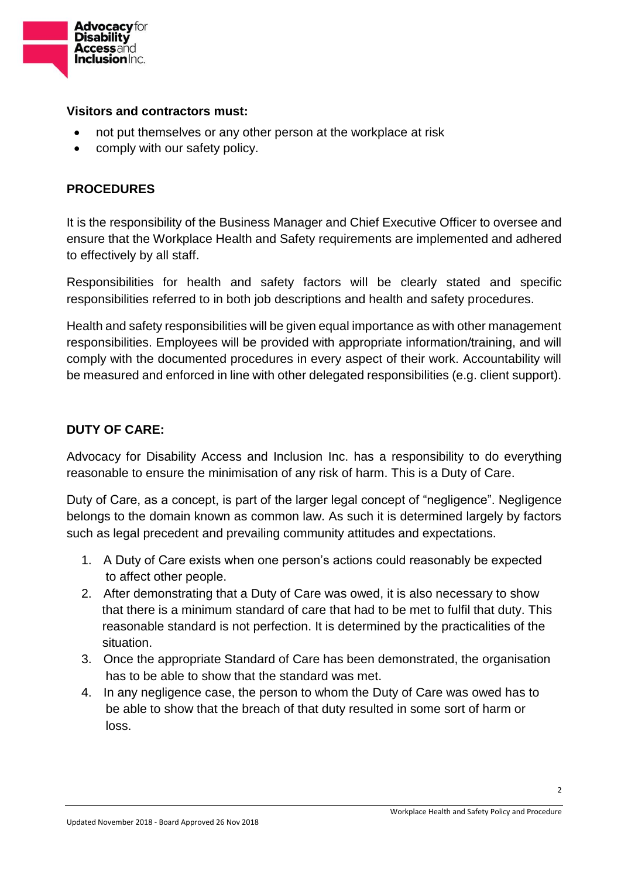**Visitors and contractors must:**

- not put themselves or any other person at the workplace at risk
- comply with our safety policy.

## PROCEDURES

It is the responsibility of the Business Manager and Chief Executive Officer to oversee and ensure that the Workplace Health and Safety requirements are implemented and adhered to effectively by all staff.

Responsibilities for health and safety factors will be clearly stated and specific responsibilities referred to in both job descriptions and health and safety procedures.

Health and safety responsibilities will be given equal importance as with other management responsibilities. Employees will be provided with appropriate information/training, and will comply with the documented procedures in every aspect of their work. Accountability will be measured and enforced in line with other delegated responsibilities (e.g. client support).

## DUTY OF CARE:

Advocacy for Disability Access and Inclusion Inc. has a responsibility to do everything reasonable to ensure the minimisation of any risk of harm. This is a Duty of Care.

Duty of Care, as a concept, is part of the larger legal concept of "negligence". Negligence belongs to the domain known as common law. As such it is determined largely by factors such as legal precedent and prevailing community attitudes and expectations.

1. A Duty of Care exists when one person's actions could reasonably be expected to affect other people.
2. After demonstrating that a Duty of Care was owed, it is also necessary to show that there is a minimum standard of care that had to be met to fulfil that duty. This reasonable standard is not perfection. It is determined by the practicalities of the situation.
3. Once the appropriate Standard of Care has been demonstrated, the organisation has to be able to show that the standard was met.
4. In any negligence case, the person to whom the Duty of Care was owed has to be able to show that the breach of that duty resulted in some sort of harm or loss.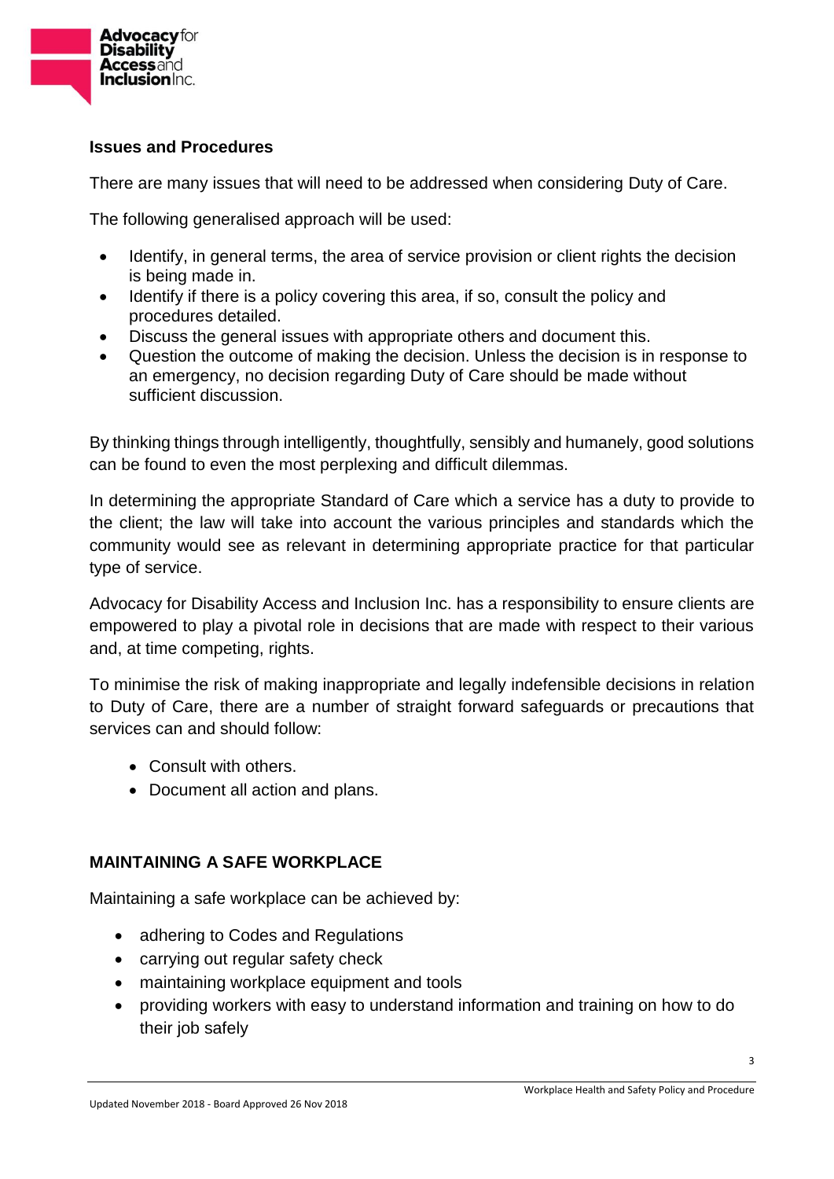### Issues and Procedures

There are many issues that will need to be addressed when considering Duty of Care.

The following generalised approach will be used:

- Identify, in general terms, the area of service provision or client rights the decision is being made in.
- Identify if there is a policy covering this area, if so, consult the policy and procedures detailed.
- Discuss the general issues with appropriate others and document this.
- Question the outcome of making the decision. Unless the decision is in response to an emergency, no decision regarding Duty of Care should be made without sufficient discussion.

By thinking things through intelligently, thoughtfully, sensibly and humanely, good solutions can be found to even the most perplexing and difficult dilemmas.

In determining the appropriate Standard of Care which a service has a duty to provide to the client; the law will take into account the various principles and standards which the community would see as relevant in determining appropriate practice for that particular type of service.

Advocacy for Disability Access and Inclusion Inc. has a responsibility to ensure clients are empowered to play a pivotal role in decisions that are made with respect to their various and, at time competing, rights.

To minimise the risk of making inappropriate and legally indefensible decisions in relation to Duty of Care, there are a number of straight forward safeguards or precautions that services can and should follow:

- Consult with others.
- Document all action and plans.

## MAINTAINING A SAFE WORKPLACE

Maintaining a safe workplace can be achieved by:

- adhering to Codes and Regulations
- carrying out regular safety check
- maintaining workplace equipment and tools
- providing workers with easy to understand information and training on how to do their job safely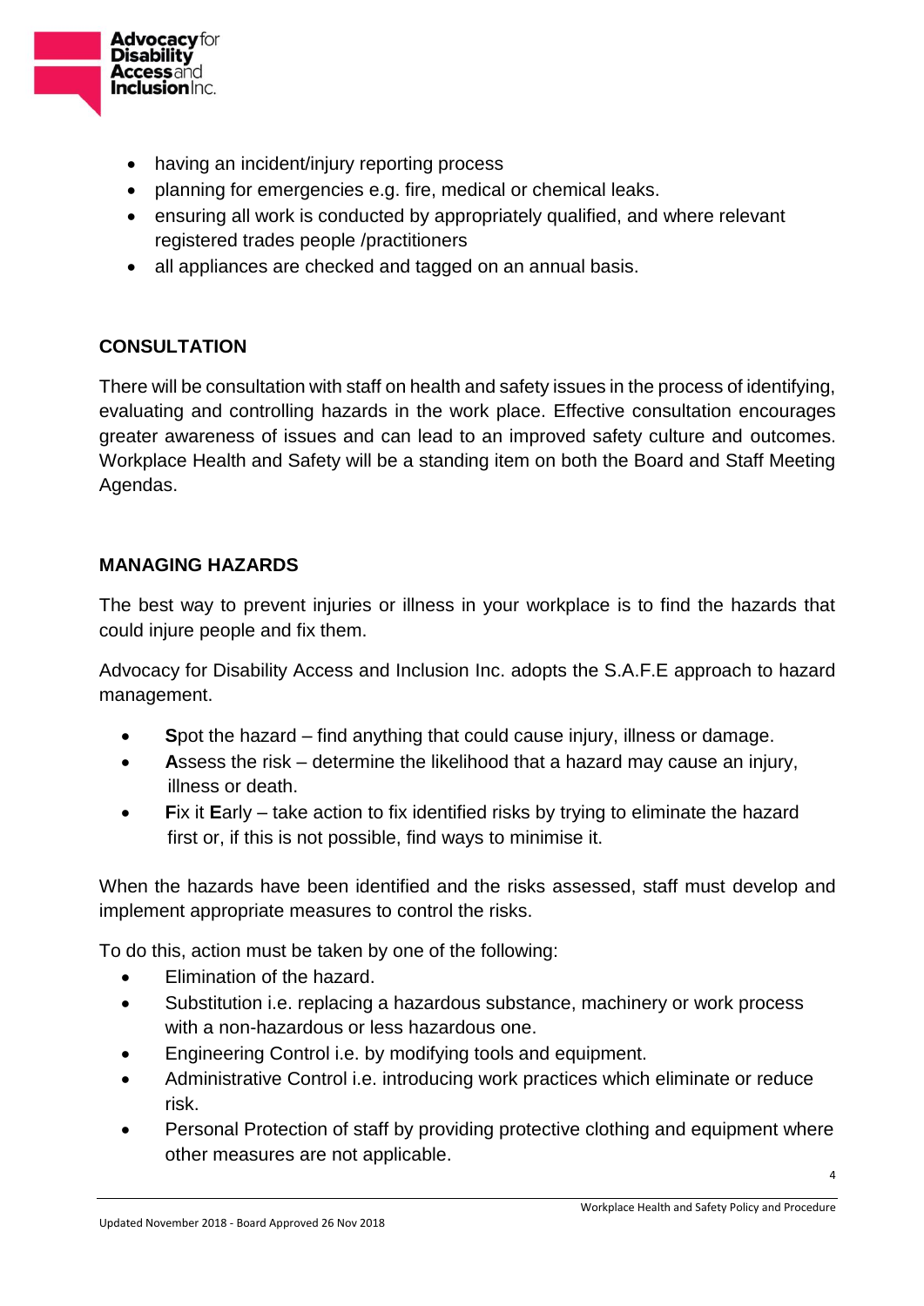- having an incident/injury reporting process
- planning for emergencies e.g. fire, medical or chemical leaks.
- ensuring all work is conducted by appropriately qualified, and where relevant registered trades people /practitioners
- all appliances are checked and tagged on an annual basis.

## CONSULTATION

There will be consultation with staff on health and safety issues in the process of identifying, evaluating and controlling hazards in the work place. Effective consultation encourages greater awareness of issues and can lead to an improved safety culture and outcomes. Workplace Health and Safety will be a standing item on both the Board and Staff Meeting Agendas.

## MANAGING HAZARDS

The best way to prevent injuries or illness in your workplace is to find the hazards that could injure people and fix them.

Advocacy for Disability Access and Inclusion Inc. adopts the S.A.F.E approach to hazard management.

- **S**pot the hazard – find anything that could cause injury, illness or damage.
- **A**ssess the risk – determine the likelihood that a hazard may cause an injury, illness or death.
- **F**ix it **E**arly – take action to fix identified risks by trying to eliminate the hazard first or, if this is not possible, find ways to minimise it.

When the hazards have been identified and the risks assessed, staff must develop and implement appropriate measures to control the risks.

To do this, action must be taken by one of the following:

- Elimination of the hazard.
- Substitution i.e. replacing a hazardous substance, machinery or work process with a non-hazardous or less hazardous one.
- Engineering Control i.e. by modifying tools and equipment.
- Administrative Control i.e. introducing work practices which eliminate or reduce risk.
- Personal Protection of staff by providing protective clothing and equipment where other measures are not applicable.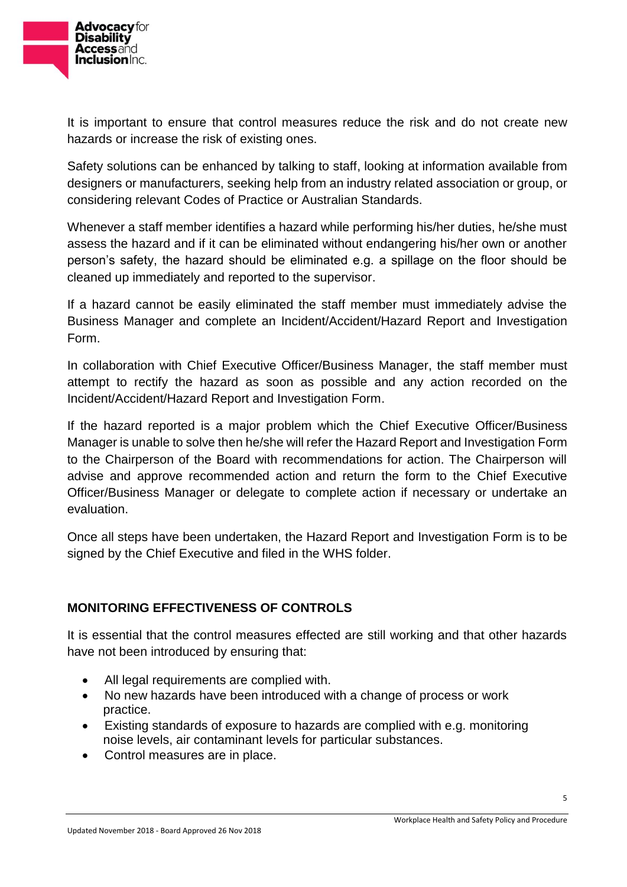It is important to ensure that control measures reduce the risk and do not create new hazards or increase the risk of existing ones.

Safety solutions can be enhanced by talking to staff, looking at information available from designers or manufacturers, seeking help from an industry related association or group, or considering relevant Codes of Practice or Australian Standards.

Whenever a staff member identifies a hazard while performing his/her duties, he/she must assess the hazard and if it can be eliminated without endangering his/her own or another person's safety, the hazard should be eliminated e.g. a spillage on the floor should be cleaned up immediately and reported to the supervisor.

If a hazard cannot be easily eliminated the staff member must immediately advise the Business Manager and complete an Incident/Accident/Hazard Report and Investigation Form.

In collaboration with Chief Executive Officer/Business Manager, the staff member must attempt to rectify the hazard as soon as possible and any action recorded on the Incident/Accident/Hazard Report and Investigation Form.

If the hazard reported is a major problem which the Chief Executive Officer/Business Manager is unable to solve then he/she will refer the Hazard Report and Investigation Form to the Chairperson of the Board with recommendations for action. The Chairperson will advise and approve recommended action and return the form to the Chief Executive Officer/Business Manager or delegate to complete action if necessary or undertake an evaluation.

Once all steps have been undertaken, the Hazard Report and Investigation Form is to be signed by the Chief Executive and filed in the WHS folder.

## MONITORING EFFECTIVENESS OF CONTROLS

It is essential that the control measures effected are still working and that other hazards have not been introduced by ensuring that:

- All legal requirements are complied with.
- No new hazards have been introduced with a change of process or work practice.
- Existing standards of exposure to hazards are complied with e.g. monitoring noise levels, air contaminant levels for particular substances.
- Control measures are in place.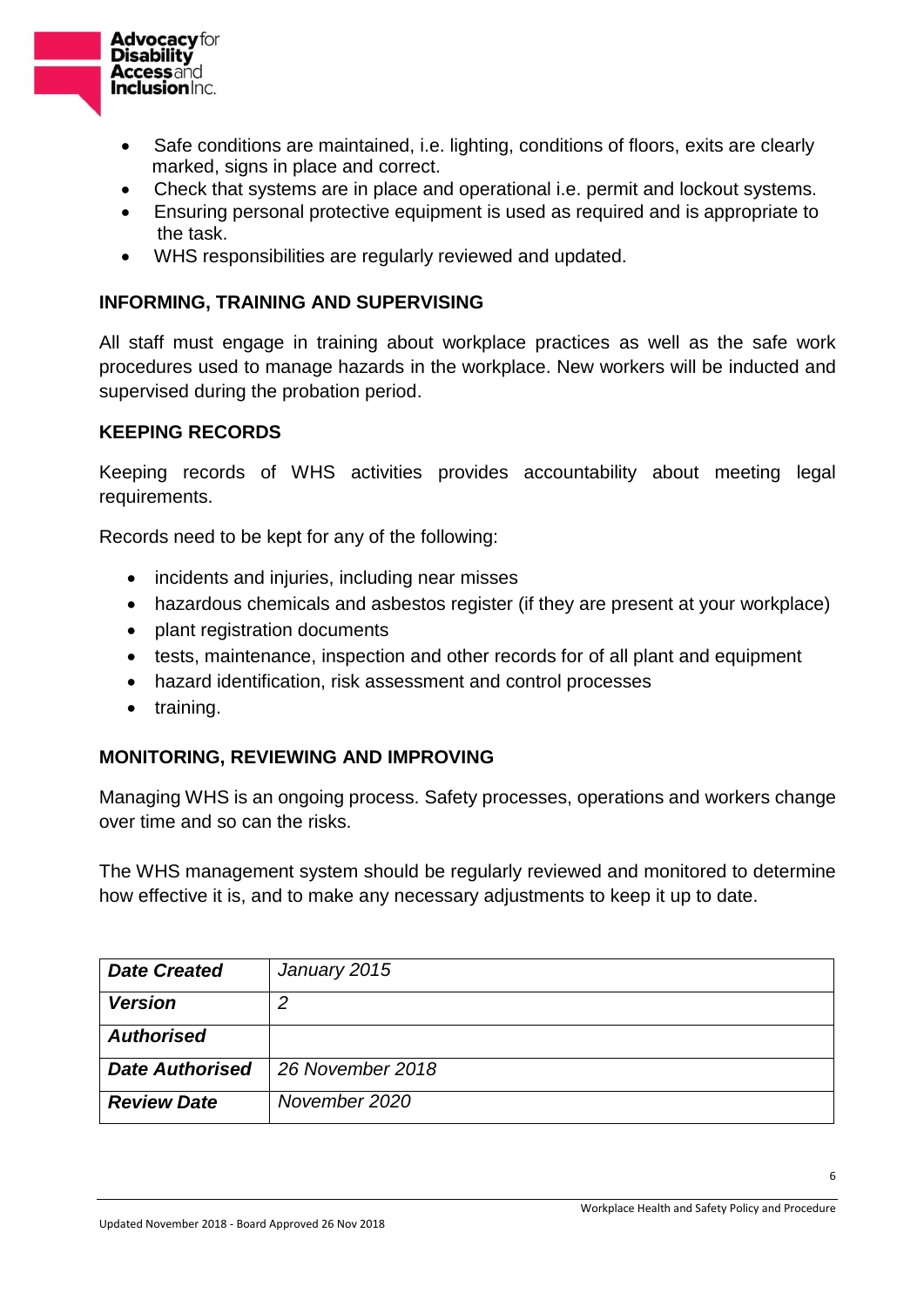- Safe conditions are maintained, i.e. lighting, conditions of floors, exits are clearly marked, signs in place and correct.
- Check that systems are in place and operational i.e. permit and lockout systems.
- Ensuring personal protective equipment is used as required and is appropriate to the task.
- WHS responsibilities are regularly reviewed and updated.

### INFORMING, TRAINING AND SUPERVISING

All staff must engage in training about workplace practices as well as the safe work procedures used to manage hazards in the workplace. New workers will be inducted and supervised during the probation period.

### KEEPING RECORDS

Keeping records of WHS activities provides accountability about meeting legal requirements.

Records need to be kept for any of the following:

- incidents and injuries, including near misses
- hazardous chemicals and asbestos register (if they are present at your workplace)
- plant registration documents
- tests, maintenance, inspection and other records for of all plant and equipment
- hazard identification, risk assessment and control processes
- training.

### MONITORING, REVIEWING AND IMPROVING

Managing WHS is an ongoing process. Safety processes, operations and workers change over time and so can the risks.

The WHS management system should be regularly reviewed and monitored to determine how effective it is, and to make any necessary adjustments to keep it up to date.

| | |
|---|---|
| ***Date Created*** | *January 2015* |
| ***Version*** | *2* |
| ***Authorised*** | |
| ***Date Authorised*** | *26 November 2018* |
| ***Review Date*** | *November 2020* |